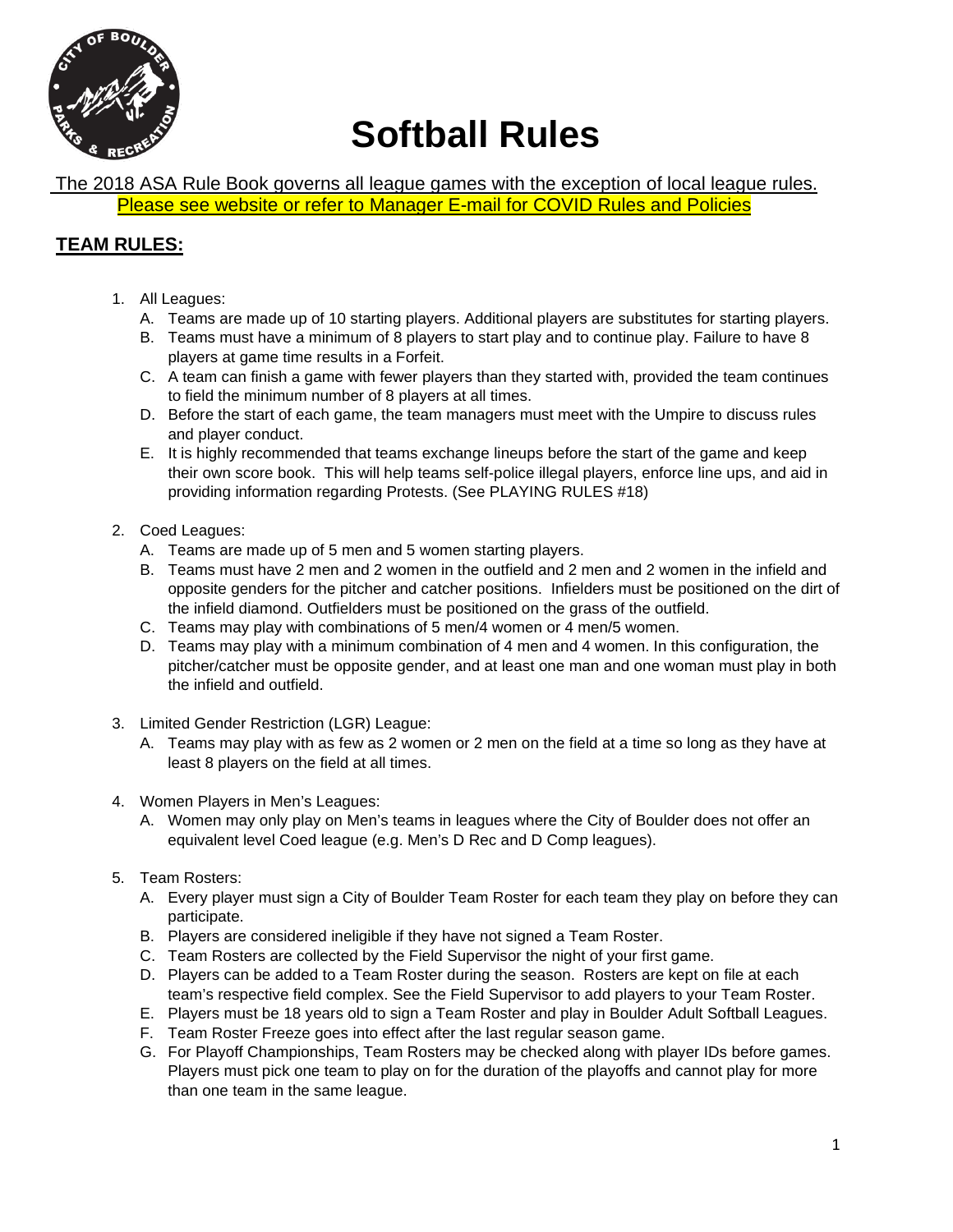# Softball Rules

The 2018 ASA Rule Book governs all league games with the exception of local league rules.
Please see website or refer to Manager E-mail for COVID Rules and Policies

## TEAM RULES:

1. All Leagues:
   A. Teams are made up of 10 starting players. Additional players are substitutes for starting players.
   B. Teams must have a minimum of 8 players to start play and to continue play. Failure to have 8 players at game time results in a Forfeit.
   C. A team can finish a game with fewer players than they started with, provided the team continues to field the minimum number of 8 players at all times.
   D. Before the start of each game, the team managers must meet with the Umpire to discuss rules and player conduct.
   E. It is highly recommended that teams exchange lineups before the start of the game and keep their own score book. This will help teams self-police illegal players, enforce line ups, and aid in providing information regarding Protests. (See PLAYING RULES #18)

2. Coed Leagues:
   A. Teams are made up of 5 men and 5 women starting players.
   B. Teams must have 2 men and 2 women in the outfield and 2 men and 2 women in the infield and opposite genders for the pitcher and catcher positions. Infielders must be positioned on the dirt of the infield diamond. Outfielders must be positioned on the grass of the outfield.
   C. Teams may play with combinations of 5 men/4 women or 4 men/5 women.
   D. Teams may play with a minimum combination of 4 men and 4 women. In this configuration, the pitcher/catcher must be opposite gender, and at least one man and one woman must play in both the infield and outfield.

3. Limited Gender Restriction (LGR) League:
   A. Teams may play with as few as 2 women or 2 men on the field at a time so long as they have at least 8 players on the field at all times.

4. Women Players in Men's Leagues:
   A. Women may only play on Men's teams in leagues where the City of Boulder does not offer an equivalent level Coed league (e.g. Men's D Rec and D Comp leagues).

5. Team Rosters:
   A. Every player must sign a City of Boulder Team Roster for each team they play on before they can participate.
   B. Players are considered ineligible if they have not signed a Team Roster.
   C. Team Rosters are collected by the Field Supervisor the night of your first game.
   D. Players can be added to a Team Roster during the season. Rosters are kept on file at each team's respective field complex. See the Field Supervisor to add players to your Team Roster.
   E. Players must be 18 years old to sign a Team Roster and play in Boulder Adult Softball Leagues.
   F. Team Roster Freeze goes into effect after the last regular season game.
   G. For Playoff Championships, Team Rosters may be checked along with player IDs before games. Players must pick one team to play on for the duration of the playoffs and cannot play for more than one team in the same league.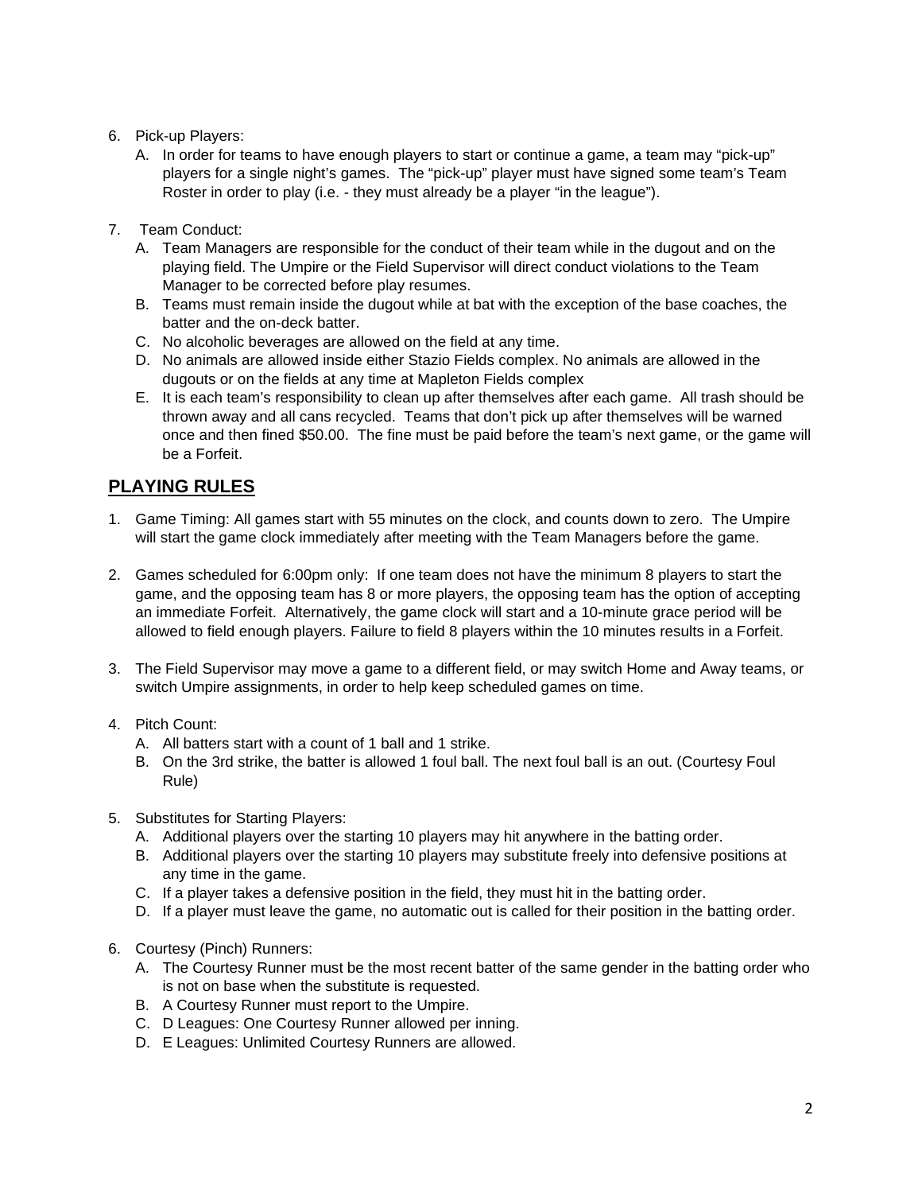6. Pick-up Players:
   A. In order for teams to have enough players to start or continue a game, a team may "pick-up" players for a single night's games. The "pick-up" player must have signed some team's Team Roster in order to play (i.e. - they must already be a player "in the league").

7. Team Conduct:
   A. Team Managers are responsible for the conduct of their team while in the dugout and on the playing field. The Umpire or the Field Supervisor will direct conduct violations to the Team Manager to be corrected before play resumes.
   B. Teams must remain inside the dugout while at bat with the exception of the base coaches, the batter and the on-deck batter.
   C. No alcoholic beverages are allowed on the field at any time.
   D. No animals are allowed inside either Stazio Fields complex. No animals are allowed in the dugouts or on the fields at any time at Mapleton Fields complex
   E. It is each team's responsibility to clean up after themselves after each game. All trash should be thrown away and all cans recycled. Teams that don't pick up after themselves will be warned once and then fined $50.00. The fine must be paid before the team's next game, or the game will be a Forfeit.

## PLAYING RULES

1. Game Timing: All games start with 55 minutes on the clock, and counts down to zero. The Umpire will start the game clock immediately after meeting with the Team Managers before the game.

2. Games scheduled for 6:00pm only: If one team does not have the minimum 8 players to start the game, and the opposing team has 8 or more players, the opposing team has the option of accepting an immediate Forfeit. Alternatively, the game clock will start and a 10-minute grace period will be allowed to field enough players. Failure to field 8 players within the 10 minutes results in a Forfeit.

3. The Field Supervisor may move a game to a different field, or may switch Home and Away teams, or switch Umpire assignments, in order to help keep scheduled games on time.

4. Pitch Count:
   A. All batters start with a count of 1 ball and 1 strike.
   B. On the 3rd strike, the batter is allowed 1 foul ball. The next foul ball is an out. (Courtesy Foul Rule)

5. Substitutes for Starting Players:
   A. Additional players over the starting 10 players may hit anywhere in the batting order.
   B. Additional players over the starting 10 players may substitute freely into defensive positions at any time in the game.
   C. If a player takes a defensive position in the field, they must hit in the batting order.
   D. If a player must leave the game, no automatic out is called for their position in the batting order.

6. Courtesy (Pinch) Runners:
   A. The Courtesy Runner must be the most recent batter of the same gender in the batting order who is not on base when the substitute is requested.
   B. A Courtesy Runner must report to the Umpire.
   C. D Leagues: One Courtesy Runner allowed per inning.
   D. E Leagues: Unlimited Courtesy Runners are allowed.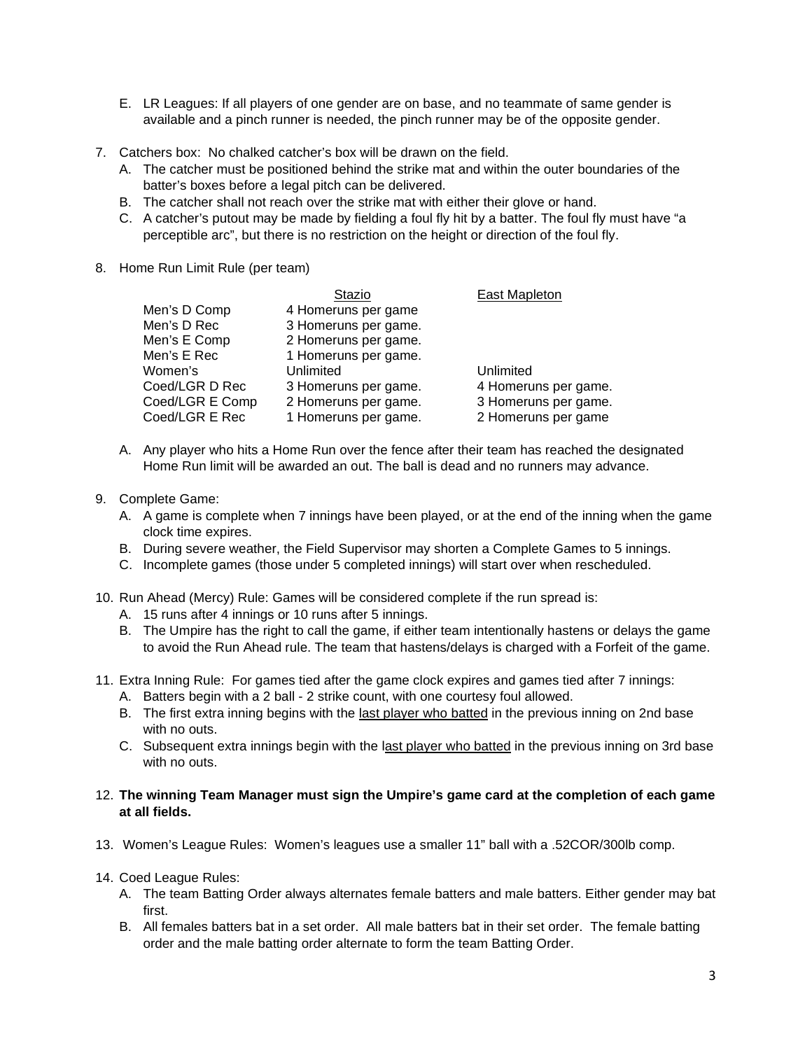E. LR Leagues: If all players of one gender are on base, and no teammate of same gender is available and a pinch runner is needed, the pinch runner may be of the opposite gender.

7. Catchers box: No chalked catcher's box will be drawn on the field.
   A. The catcher must be positioned behind the strike mat and within the outer boundaries of the batter's boxes before a legal pitch can be delivered.
   B. The catcher shall not reach over the strike mat with either their glove or hand.
   C. A catcher's putout may be made by fielding a foul fly hit by a batter. The foul fly must have "a perceptible arc", but there is no restriction on the height or direction of the foul fly.

8. Home Run Limit Rule (per team)

| | Stazio | East Mapleton |
|---|---|---|
| Men's D Comp | 4 Homeruns per game | |
| Men's D Rec | 3 Homeruns per game. | |
| Men's E Comp | 2 Homeruns per game. | |
| Men's E Rec | 1 Homeruns per game. | |
| Women's | Unlimited | Unlimited |
| Coed/LGR D Rec | 3 Homeruns per game. | 4 Homeruns per game. |
| Coed/LGR E Comp | 2 Homeruns per game. | 3 Homeruns per game. |
| Coed/LGR E Rec | 1 Homeruns per game. | 2 Homeruns per game |

   A. Any player who hits a Home Run over the fence after their team has reached the designated Home Run limit will be awarded an out. The ball is dead and no runners may advance.

9. Complete Game:
   A. A game is complete when 7 innings have been played, or at the end of the inning when the game clock time expires.
   B. During severe weather, the Field Supervisor may shorten a Complete Games to 5 innings.
   C. Incomplete games (those under 5 completed innings) will start over when rescheduled.

10. Run Ahead (Mercy) Rule: Games will be considered complete if the run spread is:
   A. 15 runs after 4 innings or 10 runs after 5 innings.
   B. The Umpire has the right to call the game, if either team intentionally hastens or delays the game to avoid the Run Ahead rule. The team that hastens/delays is charged with a Forfeit of the game.

11. Extra Inning Rule: For games tied after the game clock expires and games tied after 7 innings:
   A. Batters begin with a 2 ball - 2 strike count, with one courtesy foul allowed.
   B. The first extra inning begins with the last player who batted in the previous inning on 2nd base with no outs.
   C. Subsequent extra innings begin with the last player who batted in the previous inning on 3rd base with no outs.

12. **The winning Team Manager must sign the Umpire's game card at the completion of each game at all fields.**

13. Women's League Rules: Women's leagues use a smaller 11" ball with a .52COR/300lb comp.

14. Coed League Rules:
   A. The team Batting Order always alternates female batters and male batters. Either gender may bat first.
   B. All females batters bat in a set order. All male batters bat in their set order. The female batting order and the male batting order alternate to form the team Batting Order.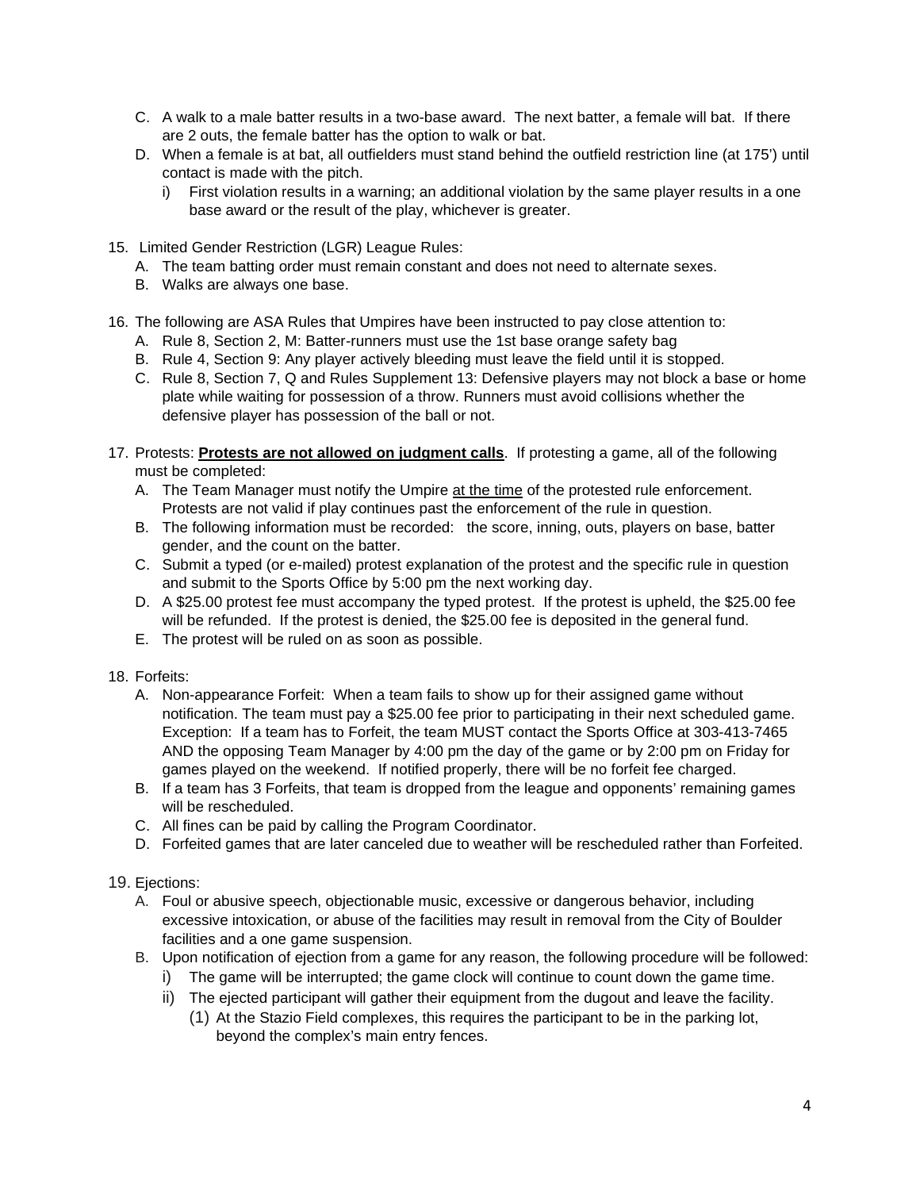C. A walk to a male batter results in a two-base award. The next batter, a female will bat. If there are 2 outs, the female batter has the option to walk or bat.

D. When a female is at bat, all outfielders must stand behind the outfield restriction line (at 175') until contact is made with the pitch.

    i) First violation results in a warning; an additional violation by the same player results in a one base award or the result of the play, whichever is greater.

15. Limited Gender Restriction (LGR) League Rules:

    A. The team batting order must remain constant and does not need to alternate sexes.
    
    B. Walks are always one base.

16. The following are ASA Rules that Umpires have been instructed to pay close attention to:

    A. Rule 8, Section 2, M: Batter-runners must use the 1st base orange safety bag
    
    B. Rule 4, Section 9: Any player actively bleeding must leave the field until it is stopped.
    
    C. Rule 8, Section 7, Q and Rules Supplement 13: Defensive players may not block a base or home plate while waiting for possession of a throw. Runners must avoid collisions whether the defensive player has possession of the ball or not.

17. Protests: **<u>Protests are not allowed on judgment calls</u>**. If protesting a game, all of the following must be completed:

    A. The Team Manager must notify the Umpire <u>at the time</u> of the protested rule enforcement. Protests are not valid if play continues past the enforcement of the rule in question.
    
    B. The following information must be recorded: the score, inning, outs, players on base, batter gender, and the count on the batter.
    
    C. Submit a typed (or e-mailed) protest explanation of the protest and the specific rule in question and submit to the Sports Office by 5:00 pm the next working day.
    
    D. A $25.00 protest fee must accompany the typed protest. If the protest is upheld, the $25.00 fee will be refunded. If the protest is denied, the $25.00 fee is deposited in the general fund.
    
    E. The protest will be ruled on as soon as possible.

18. Forfeits:

    A. Non-appearance Forfeit: When a team fails to show up for their assigned game without notification. The team must pay a $25.00 fee prior to participating in their next scheduled game. Exception: If a team has to Forfeit, the team MUST contact the Sports Office at 303-413-7465 AND the opposing Team Manager by 4:00 pm the day of the game or by 2:00 pm on Friday for games played on the weekend. If notified properly, there will be no forfeit fee charged.
    
    B. If a team has 3 Forfeits, that team is dropped from the league and opponents' remaining games will be rescheduled.
    
    C. All fines can be paid by calling the Program Coordinator.
    
    D. Forfeited games that are later canceled due to weather will be rescheduled rather than Forfeited.

19. Ejections:

    A. Foul or abusive speech, objectionable music, excessive or dangerous behavior, including excessive intoxication, or abuse of the facilities may result in removal from the City of Boulder facilities and a one game suspension.
    
    B. Upon notification of ejection from a game for any reason, the following procedure will be followed:
    
        i) The game will be interrupted; the game clock will continue to count down the game time.
        
        ii) The ejected participant will gather their equipment from the dugout and leave the facility.
        
            (1) At the Stazio Field complexes, this requires the participant to be in the parking lot, beyond the complex's main entry fences.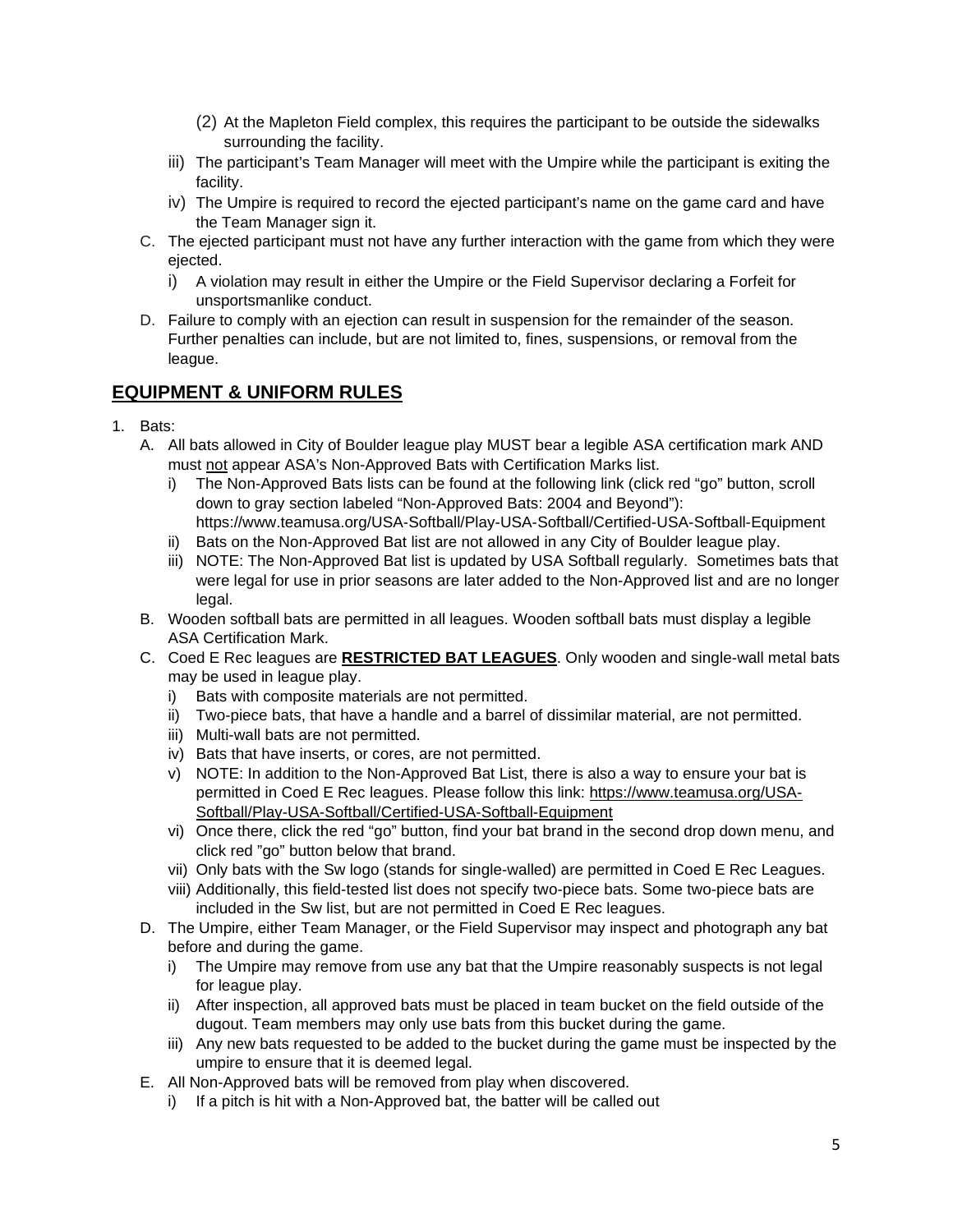(2) At the Mapleton Field complex, this requires the participant to be outside the sidewalks surrounding the facility.

iii) The participant's Team Manager will meet with the Umpire while the participant is exiting the facility.

iv) The Umpire is required to record the ejected participant's name on the game card and have the Team Manager sign it.

C. The ejected participant must not have any further interaction with the game from which they were ejected.

i) A violation may result in either the Umpire or the Field Supervisor declaring a Forfeit for unsportsmanlike conduct.

D. Failure to comply with an ejection can result in suspension for the remainder of the season. Further penalties can include, but are not limited to, fines, suspensions, or removal from the league.

## EQUIPMENT & UNIFORM RULES

1. Bats:

A. All bats allowed in City of Boulder league play MUST bear a legible ASA certification mark AND must <u>not</u> appear ASA's Non-Approved Bats with Certification Marks list.

i) The Non-Approved Bats lists can be found at the following link (click red "go" button, scroll down to gray section labeled "Non-Approved Bats: 2004 and Beyond"): https://www.teamusa.org/USA-Softball/Play-USA-Softball/Certified-USA-Softball-Equipment

ii) Bats on the Non-Approved Bat list are not allowed in any City of Boulder league play.

iii) NOTE: The Non-Approved Bat list is updated by USA Softball regularly. Sometimes bats that were legal for use in prior seasons are later added to the Non-Approved list and are no longer legal.

B. Wooden softball bats are permitted in all leagues. Wooden softball bats must display a legible ASA Certification Mark.

C. Coed E Rec leagues are **<u>RESTRICTED BAT LEAGUES</u>**. Only wooden and single-wall metal bats may be used in league play.

i) Bats with composite materials are not permitted.

ii) Two-piece bats, that have a handle and a barrel of dissimilar material, are not permitted.

iii) Multi-wall bats are not permitted.

iv) Bats that have inserts, or cores, are not permitted.

v) NOTE: In addition to the Non-Approved Bat List, there is also a way to ensure your bat is permitted in Coed E Rec leagues. Please follow this link: https://www.teamusa.org/USA-Softball/Play-USA-Softball/Certified-USA-Softball-Equipment

vi) Once there, click the red "go" button, find your bat brand in the second drop down menu, and click red "go" button below that brand.

vii) Only bats with the Sw logo (stands for single-walled) are permitted in Coed E Rec Leagues.

viii) Additionally, this field-tested list does not specify two-piece bats. Some two-piece bats are included in the Sw list, but are not permitted in Coed E Rec leagues.

D. The Umpire, either Team Manager, or the Field Supervisor may inspect and photograph any bat before and during the game.

i) The Umpire may remove from use any bat that the Umpire reasonably suspects is not legal for league play.

ii) After inspection, all approved bats must be placed in team bucket on the field outside of the dugout. Team members may only use bats from this bucket during the game.

iii) Any new bats requested to be added to the bucket during the game must be inspected by the umpire to ensure that it is deemed legal.

E. All Non-Approved bats will be removed from play when discovered.

i) If a pitch is hit with a Non-Approved bat, the batter will be called out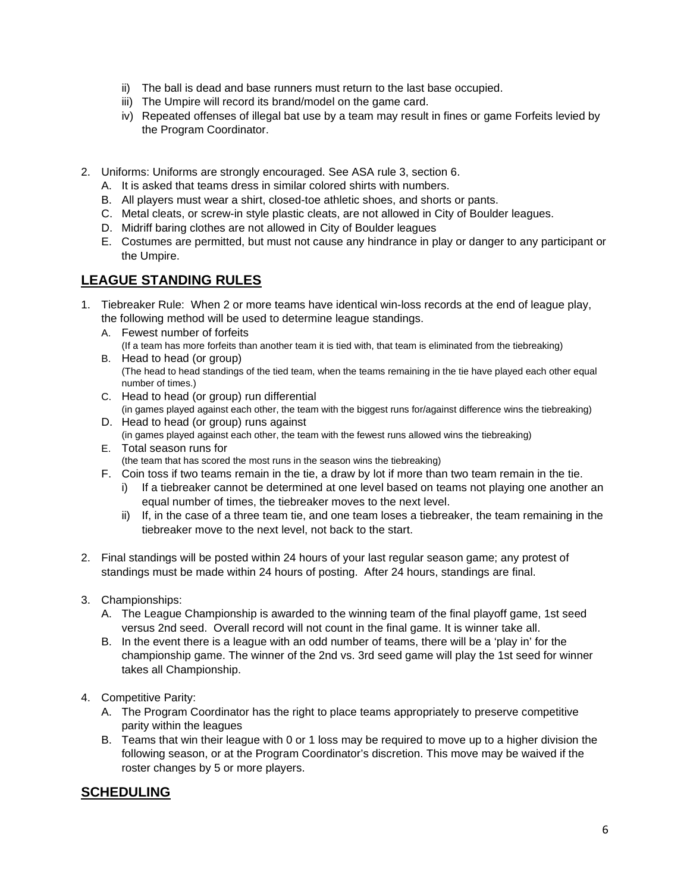ii) The ball is dead and base runners must return to the last base occupied.
iii) The Umpire will record its brand/model on the game card.
iv) Repeated offenses of illegal bat use by a team may result in fines or game Forfeits levied by the Program Coordinator.

2. Uniforms: Uniforms are strongly encouraged. See ASA rule 3, section 6.
   A. It is asked that teams dress in similar colored shirts with numbers.
   B. All players must wear a shirt, closed-toe athletic shoes, and shorts or pants.
   C. Metal cleats, or screw-in style plastic cleats, are not allowed in City of Boulder leagues.
   D. Midriff baring clothes are not allowed in City of Boulder leagues
   E. Costumes are permitted, but must not cause any hindrance in play or danger to any participant or the Umpire.

## LEAGUE STANDING RULES

1. Tiebreaker Rule: When 2 or more teams have identical win-loss records at the end of league play, the following method will be used to determine league standings.
   A. Fewest number of forfeits
      (If a team has more forfeits than another team it is tied with, that team is eliminated from the tiebreaking)
   B. Head to head (or group)
      (The head to head standings of the tied team, when the teams remaining in the tie have played each other equal number of times.)
   C. Head to head (or group) run differential
      (in games played against each other, the team with the biggest runs for/against difference wins the tiebreaking)
   D. Head to head (or group) runs against
      (in games played against each other, the team with the fewest runs allowed wins the tiebreaking)
   E. Total season runs for
      (the team that has scored the most runs in the season wins the tiebreaking)
   F. Coin toss if two teams remain in the tie, a draw by lot if more than two team remain in the tie.
      i) If a tiebreaker cannot be determined at one level based on teams not playing one another an equal number of times, the tiebreaker moves to the next level.
      ii) If, in the case of a three team tie, and one team loses a tiebreaker, the team remaining in the tiebreaker move to the next level, not back to the start.

2. Final standings will be posted within 24 hours of your last regular season game; any protest of standings must be made within 24 hours of posting. After 24 hours, standings are final.

3. Championships:
   A. The League Championship is awarded to the winning team of the final playoff game, 1st seed versus 2nd seed. Overall record will not count in the final game. It is winner take all.
   B. In the event there is a league with an odd number of teams, there will be a 'play in' for the championship game. The winner of the 2nd vs. 3rd seed game will play the 1st seed for winner takes all Championship.

4. Competitive Parity:
   A. The Program Coordinator has the right to place teams appropriately to preserve competitive parity within the leagues
   B. Teams that win their league with 0 or 1 loss may be required to move up to a higher division the following season, or at the Program Coordinator's discretion. This move may be waived if the roster changes by 5 or more players.

## SCHEDULING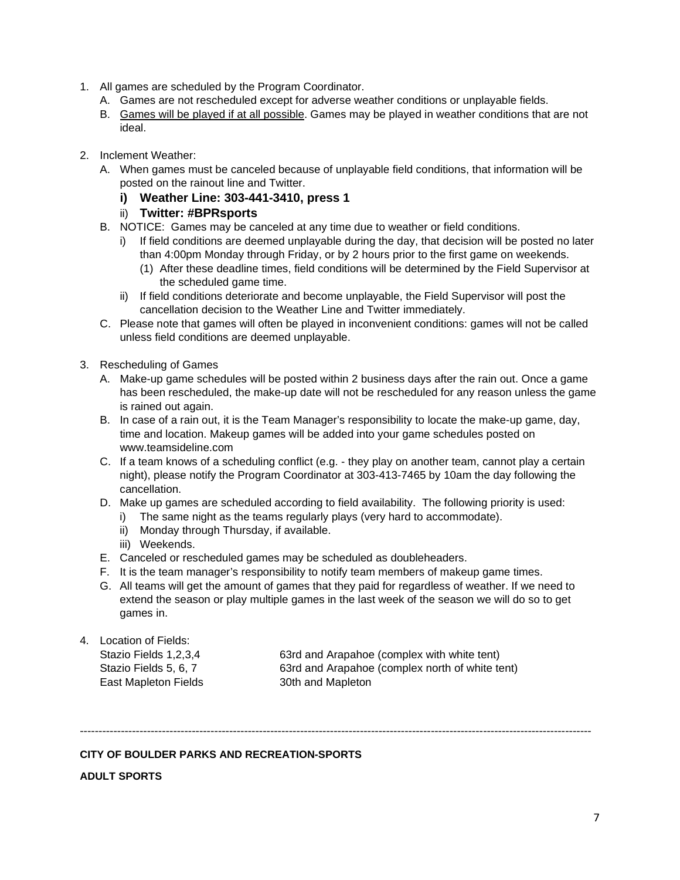1. All games are scheduled by the Program Coordinator.
   A. Games are not rescheduled except for adverse weather conditions or unplayable fields.
   B. <u>Games will be played if at all possible</u>. Games may be played in weather conditions that are not ideal.

2. Inclement Weather:
   A. When games must be canceled because of unplayable field conditions, that information will be posted on the rainout line and Twitter.
      - **i) Weather Line: 303-441-3410, press 1**
      - ii) **Twitter: #BPRsports**
   B. NOTICE: Games may be canceled at any time due to weather or field conditions.
      - i) If field conditions are deemed unplayable during the day, that decision will be posted no later than 4:00pm Monday through Friday, or by 2 hours prior to the first game on weekends.
        - (1) After these deadline times, field conditions will be determined by the Field Supervisor at the scheduled game time.
      - ii) If field conditions deteriorate and become unplayable, the Field Supervisor will post the cancellation decision to the Weather Line and Twitter immediately.
   C. Please note that games will often be played in inconvenient conditions: games will not be called unless field conditions are deemed unplayable.

3. Rescheduling of Games
   A. Make-up game schedules will be posted within 2 business days after the rain out. Once a game has been rescheduled, the make-up date will not be rescheduled for any reason unless the game is rained out again.
   B. In case of a rain out, it is the Team Manager's responsibility to locate the make-up game, day, time and location. Makeup games will be added into your game schedules posted on www.teamsideline.com
   C. If a team knows of a scheduling conflict (e.g. - they play on another team, cannot play a certain night), please notify the Program Coordinator at 303-413-7465 by 10am the day following the cancellation.
   D. Make up games are scheduled according to field availability. The following priority is used:
      - i) The same night as the teams regularly plays (very hard to accommodate).
      - ii) Monday through Thursday, if available.
      - iii) Weekends.
   E. Canceled or rescheduled games may be scheduled as doubleheaders.
   F. It is the team manager's responsibility to notify team members of makeup game times.
   G. All teams will get the amount of games that they paid for regardless of weather. If we need to extend the season or play multiple games in the last week of the season we will do so to get games in.

4. Location of Fields:

| | |
|---|---|
| Stazio Fields 1,2,3,4 | 63rd and Arapahoe (complex with white tent) |
| Stazio Fields 5, 6, 7 | 63rd and Arapahoe (complex north of white tent) |
| East Mapleton Fields | 30th and Mapleton |

---

**CITY OF BOULDER PARKS AND RECREATION-SPORTS**

**ADULT SPORTS**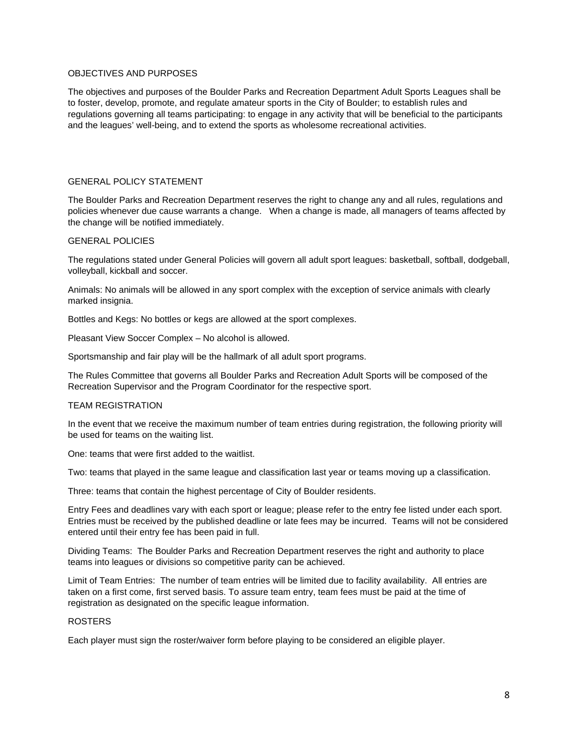## OBJECTIVES AND PURPOSES

The objectives and purposes of the Boulder Parks and Recreation Department Adult Sports Leagues shall be to foster, develop, promote, and regulate amateur sports in the City of Boulder; to establish rules and regulations governing all teams participating: to engage in any activity that will be beneficial to the participants and the leagues' well-being, and to extend the sports as wholesome recreational activities.

## GENERAL POLICY STATEMENT

The Boulder Parks and Recreation Department reserves the right to change any and all rules, regulations and policies whenever due cause warrants a change. When a change is made, all managers of teams affected by the change will be notified immediately.

## GENERAL POLICIES

The regulations stated under General Policies will govern all adult sport leagues: basketball, softball, dodgeball, volleyball, kickball and soccer.

Animals: No animals will be allowed in any sport complex with the exception of service animals with clearly marked insignia.

Bottles and Kegs: No bottles or kegs are allowed at the sport complexes.

Pleasant View Soccer Complex – No alcohol is allowed.

Sportsmanship and fair play will be the hallmark of all adult sport programs.

The Rules Committee that governs all Boulder Parks and Recreation Adult Sports will be composed of the Recreation Supervisor and the Program Coordinator for the respective sport.

## TEAM REGISTRATION

In the event that we receive the maximum number of team entries during registration, the following priority will be used for teams on the waiting list.

One: teams that were first added to the waitlist.

Two: teams that played in the same league and classification last year or teams moving up a classification.

Three: teams that contain the highest percentage of City of Boulder residents.

Entry Fees and deadlines vary with each sport or league; please refer to the entry fee listed under each sport. Entries must be received by the published deadline or late fees may be incurred. Teams will not be considered entered until their entry fee has been paid in full.

Dividing Teams: The Boulder Parks and Recreation Department reserves the right and authority to place teams into leagues or divisions so competitive parity can be achieved.

Limit of Team Entries: The number of team entries will be limited due to facility availability. All entries are taken on a first come, first served basis. To assure team entry, team fees must be paid at the time of registration as designated on the specific league information.

## ROSTERS

Each player must sign the roster/waiver form before playing to be considered an eligible player.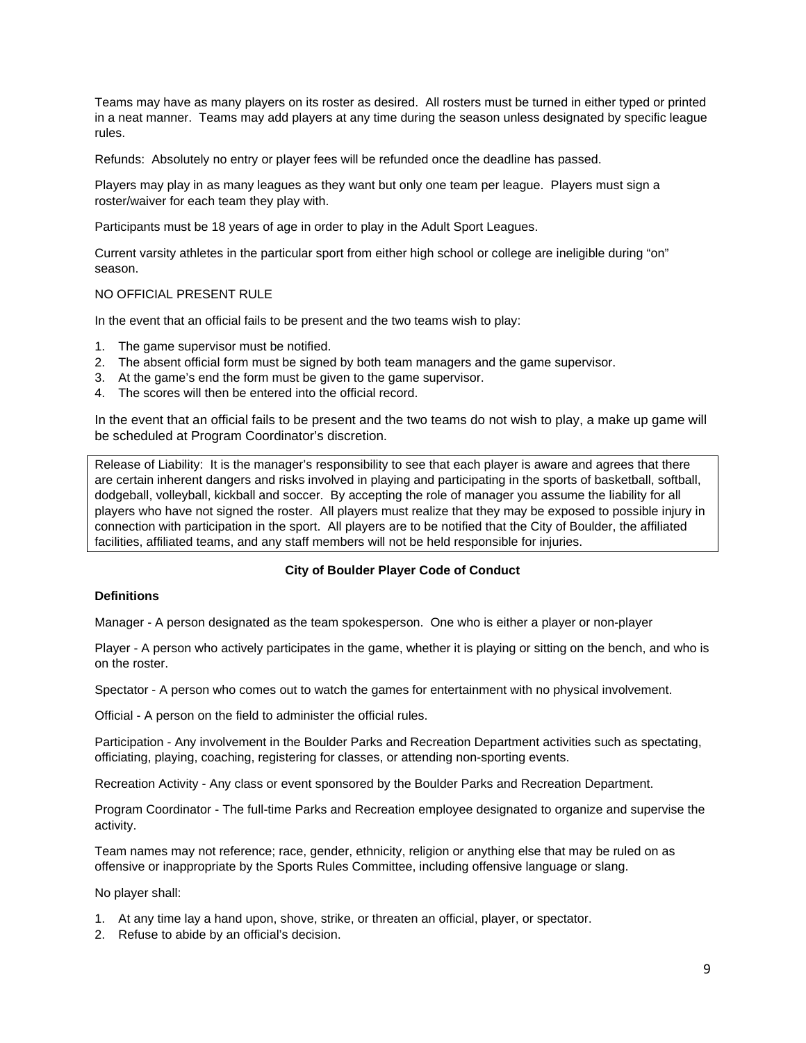Teams may have as many players on its roster as desired. All rosters must be turned in either typed or printed in a neat manner. Teams may add players at any time during the season unless designated by specific league rules.

Refunds: Absolutely no entry or player fees will be refunded once the deadline has passed.

Players may play in as many leagues as they want but only one team per league. Players must sign a roster/waiver for each team they play with.

Participants must be 18 years of age in order to play in the Adult Sport Leagues.

Current varsity athletes in the particular sport from either high school or college are ineligible during "on" season.

NO OFFICIAL PRESENT RULE

In the event that an official fails to be present and the two teams wish to play:

1. The game supervisor must be notified.
2. The absent official form must be signed by both team managers and the game supervisor.
3. At the game's end the form must be given to the game supervisor.
4. The scores will then be entered into the official record.

In the event that an official fails to be present and the two teams do not wish to play, a make up game will be scheduled at Program Coordinator's discretion.

Release of Liability: It is the manager's responsibility to see that each player is aware and agrees that there are certain inherent dangers and risks involved in playing and participating in the sports of basketball, softball, dodgeball, volleyball, kickball and soccer. By accepting the role of manager you assume the liability for all players who have not signed the roster. All players must realize that they may be exposed to possible injury in connection with participation in the sport. All players are to be notified that the City of Boulder, the affiliated facilities, affiliated teams, and any staff members will not be held responsible for injuries.

## City of Boulder Player Code of Conduct

**Definitions**

Manager - A person designated as the team spokesperson. One who is either a player or non-player

Player - A person who actively participates in the game, whether it is playing or sitting on the bench, and who is on the roster.

Spectator - A person who comes out to watch the games for entertainment with no physical involvement.

Official - A person on the field to administer the official rules.

Participation - Any involvement in the Boulder Parks and Recreation Department activities such as spectating, officiating, playing, coaching, registering for classes, or attending non-sporting events.

Recreation Activity - Any class or event sponsored by the Boulder Parks and Recreation Department.

Program Coordinator - The full-time Parks and Recreation employee designated to organize and supervise the activity.

Team names may not reference; race, gender, ethnicity, religion or anything else that may be ruled on as offensive or inappropriate by the Sports Rules Committee, including offensive language or slang.

No player shall:

1. At any time lay a hand upon, shove, strike, or threaten an official, player, or spectator.
2. Refuse to abide by an official's decision.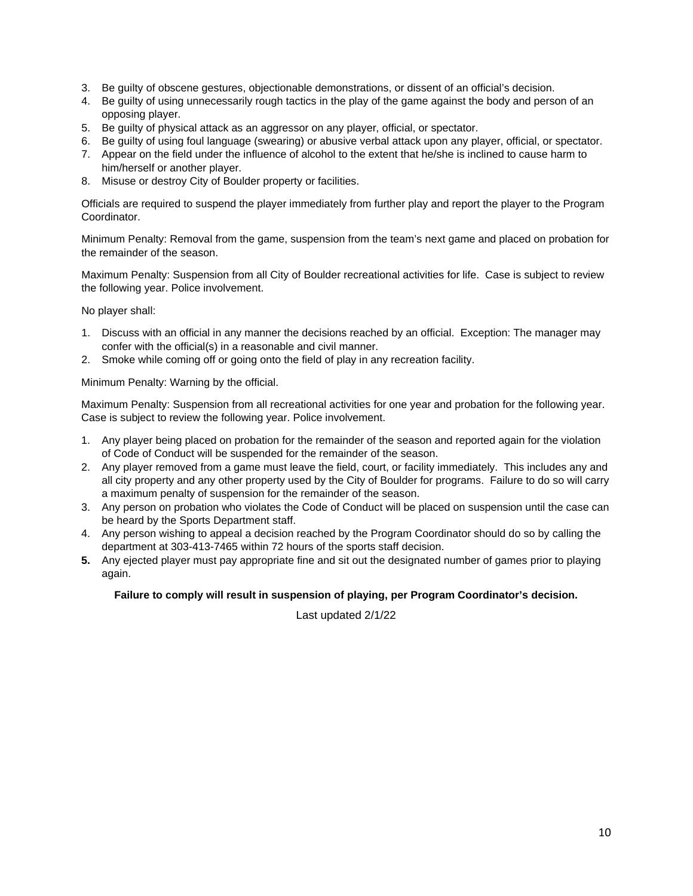3. Be guilty of obscene gestures, objectionable demonstrations, or dissent of an official's decision.
4. Be guilty of using unnecessarily rough tactics in the play of the game against the body and person of an opposing player.
5. Be guilty of physical attack as an aggressor on any player, official, or spectator.
6. Be guilty of using foul language (swearing) or abusive verbal attack upon any player, official, or spectator.
7. Appear on the field under the influence of alcohol to the extent that he/she is inclined to cause harm to him/herself or another player.
8. Misuse or destroy City of Boulder property or facilities.

Officials are required to suspend the player immediately from further play and report the player to the Program Coordinator.

Minimum Penalty: Removal from the game, suspension from the team's next game and placed on probation for the remainder of the season.

Maximum Penalty: Suspension from all City of Boulder recreational activities for life. Case is subject to review the following year. Police involvement.

No player shall:

1. Discuss with an official in any manner the decisions reached by an official. Exception: The manager may confer with the official(s) in a reasonable and civil manner.
2. Smoke while coming off or going onto the field of play in any recreation facility.

Minimum Penalty: Warning by the official.

Maximum Penalty: Suspension from all recreational activities for one year and probation for the following year. Case is subject to review the following year. Police involvement.

1. Any player being placed on probation for the remainder of the season and reported again for the violation of Code of Conduct will be suspended for the remainder of the season.
2. Any player removed from a game must leave the field, court, or facility immediately. This includes any and all city property and any other property used by the City of Boulder for programs. Failure to do so will carry a maximum penalty of suspension for the remainder of the season.
3. Any person on probation who violates the Code of Conduct will be placed on suspension until the case can be heard by the Sports Department staff.
4. Any person wishing to appeal a decision reached by the Program Coordinator should do so by calling the department at 303-413-7465 within 72 hours of the sports staff decision.
5. Any ejected player must pay appropriate fine and sit out the designated number of games prior to playing again.

**Failure to comply will result in suspension of playing, per Program Coordinator's decision.**

Last updated 2/1/22